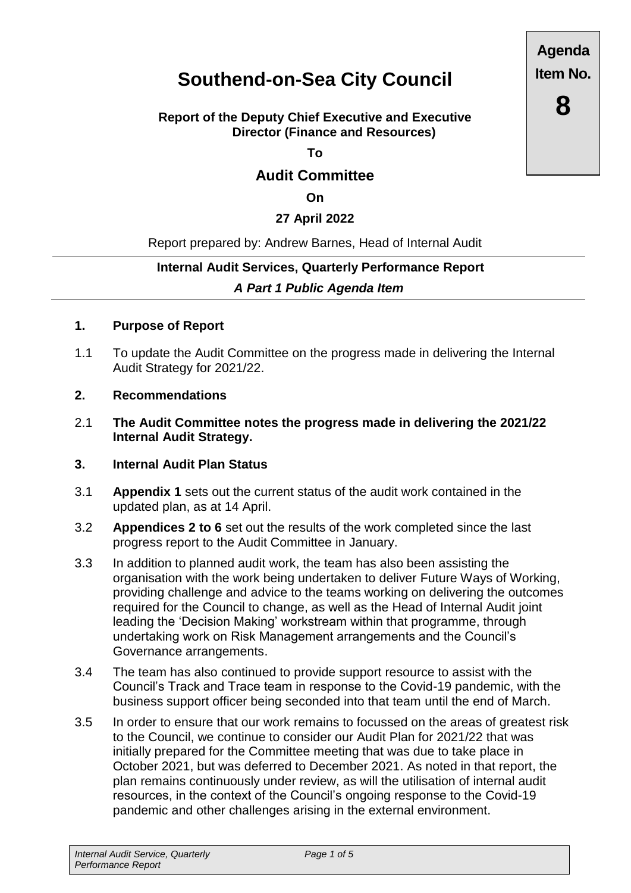**Agenda Item No.**

**8**

# Southend-on-Sea City Council

**Report of the Deputy Chief Executive and Executive Director (Finance and Resources)**

**To**

## Audit Committee

**On**

**27 April 2022**

Report prepared by: Andrew Barnes, Head of Internal Audit

**Internal Audit Services, Quarterly Performance Report**

***A Part 1 Public Agenda Item***

### 1. Purpose of Report

1.1 To update the Audit Committee on the progress made in delivering the Internal Audit Strategy for 2021/22.

### 2. Recommendations

2.1 **The Audit Committee notes the progress made in delivering the 2021/22 Internal Audit Strategy.**

### 3. Internal Audit Plan Status

3.1 **Appendix 1** sets out the current status of the audit work contained in the updated plan, as at 14 April.

3.2 **Appendices 2 to 6** set out the results of the work completed since the last progress report to the Audit Committee in January.

3.3 In addition to planned audit work, the team has also been assisting the organisation with the work being undertaken to deliver Future Ways of Working, providing challenge and advice to the teams working on delivering the outcomes required for the Council to change, as well as the Head of Internal Audit joint leading the 'Decision Making' workstream within that programme, through undertaking work on Risk Management arrangements and the Council's Governance arrangements.

3.4 The team has also continued to provide support resource to assist with the Council's Track and Trace team in response to the Covid-19 pandemic, with the business support officer being seconded into that team until the end of March.

3.5 In order to ensure that our work remains to focussed on the areas of greatest risk to the Council, we continue to consider our Audit Plan for 2021/22 that was initially prepared for the Committee meeting that was due to take place in October 2021, but was deferred to December 2021. As noted in that report, the plan remains continuously under review, as will the utilisation of internal audit resources, in the context of the Council's ongoing response to the Covid-19 pandemic and other challenges arising in the external environment.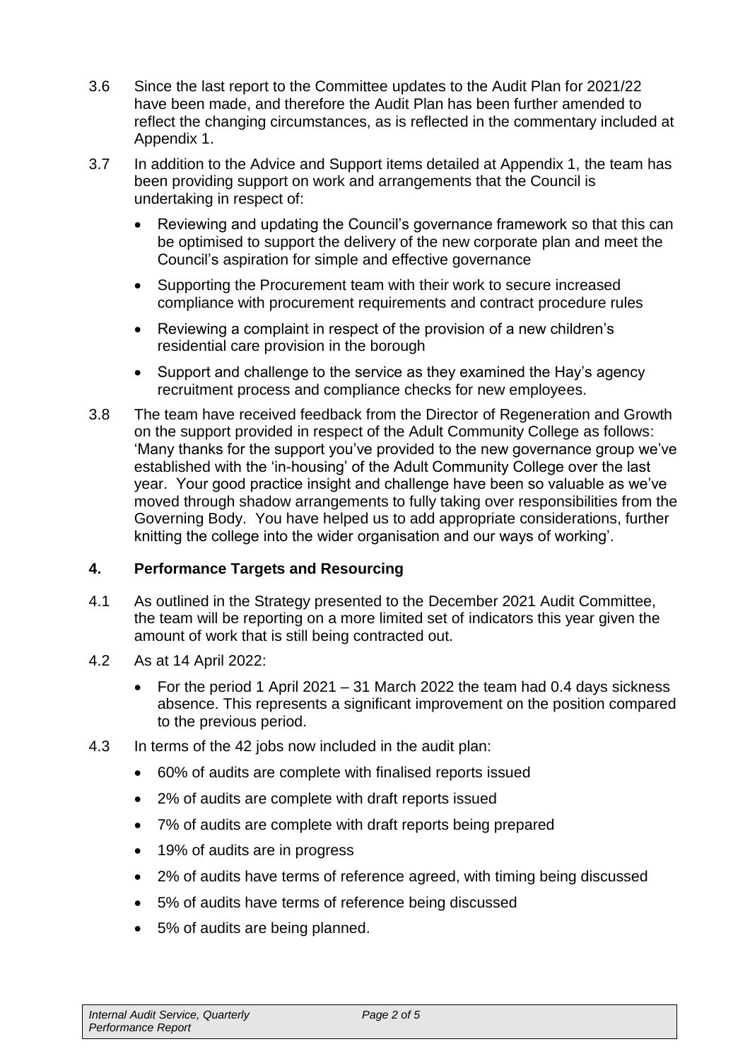3.6 Since the last report to the Committee updates to the Audit Plan for 2021/22 have been made, and therefore the Audit Plan has been further amended to reflect the changing circumstances, as is reflected in the commentary included at Appendix 1.

3.7 In addition to the Advice and Support items detailed at Appendix 1, the team has been providing support on work and arrangements that the Council is undertaking in respect of:

- Reviewing and updating the Council's governance framework so that this can be optimised to support the delivery of the new corporate plan and meet the Council's aspiration for simple and effective governance
- Supporting the Procurement team with their work to secure increased compliance with procurement requirements and contract procedure rules
- Reviewing a complaint in respect of the provision of a new children's residential care provision in the borough
- Support and challenge to the service as they examined the Hay's agency recruitment process and compliance checks for new employees.

3.8 The team have received feedback from the Director of Regeneration and Growth on the support provided in respect of the Adult Community College as follows: 'Many thanks for the support you've provided to the new governance group we've established with the 'in-housing' of the Adult Community College over the last year. Your good practice insight and challenge have been so valuable as we've moved through shadow arrangements to fully taking over responsibilities from the Governing Body. You have helped us to add appropriate considerations, further knitting the college into the wider organisation and our ways of working'.

## 4. Performance Targets and Resourcing

4.1 As outlined in the Strategy presented to the December 2021 Audit Committee, the team will be reporting on a more limited set of indicators this year given the amount of work that is still being contracted out.

4.2 As at 14 April 2022:

- For the period 1 April 2021 – 31 March 2022 the team had 0.4 days sickness absence. This represents a significant improvement on the position compared to the previous period.

4.3 In terms of the 42 jobs now included in the audit plan:

- 60% of audits are complete with finalised reports issued
- 2% of audits are complete with draft reports issued
- 7% of audits are complete with draft reports being prepared
- 19% of audits are in progress
- 2% of audits have terms of reference agreed, with timing being discussed
- 5% of audits have terms of reference being discussed
- 5% of audits are being planned.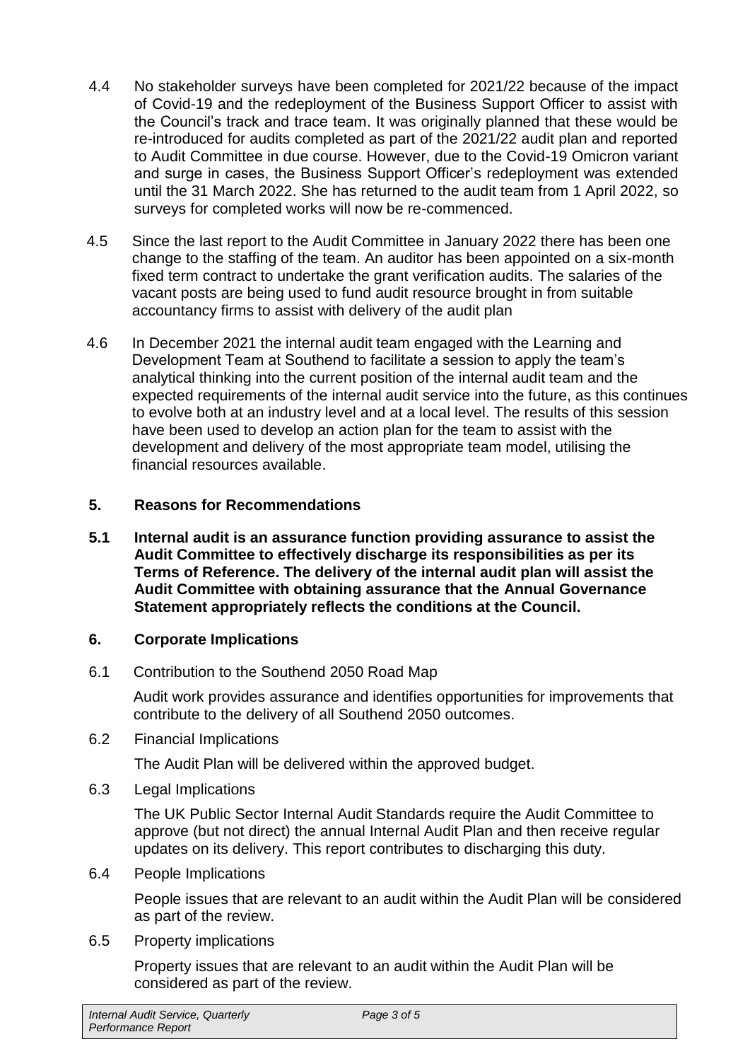4.4 No stakeholder surveys have been completed for 2021/22 because of the impact of Covid-19 and the redeployment of the Business Support Officer to assist with the Council's track and trace team. It was originally planned that these would be re-introduced for audits completed as part of the 2021/22 audit plan and reported to Audit Committee in due course. However, due to the Covid-19 Omicron variant and surge in cases, the Business Support Officer's redeployment was extended until the 31 March 2022. She has returned to the audit team from 1 April 2022, so surveys for completed works will now be re-commenced.

4.5 Since the last report to the Audit Committee in January 2022 there has been one change to the staffing of the team. An auditor has been appointed on a six-month fixed term contract to undertake the grant verification audits. The salaries of the vacant posts are being used to fund audit resource brought in from suitable accountancy firms to assist with delivery of the audit plan

4.6 In December 2021 the internal audit team engaged with the Learning and Development Team at Southend to facilitate a session to apply the team's analytical thinking into the current position of the internal audit team and the expected requirements of the internal audit service into the future, as this continues to evolve both at an industry level and at a local level. The results of this session have been used to develop an action plan for the team to assist with the development and delivery of the most appropriate team model, utilising the financial resources available.

## 5. Reasons for Recommendations

**5.1 Internal audit is an assurance function providing assurance to assist the Audit Committee to effectively discharge its responsibilities as per its Terms of Reference. The delivery of the internal audit plan will assist the Audit Committee with obtaining assurance that the Annual Governance Statement appropriately reflects the conditions at the Council.**

## 6. Corporate Implications

6.1 Contribution to the Southend 2050 Road Map

Audit work provides assurance and identifies opportunities for improvements that contribute to the delivery of all Southend 2050 outcomes.

6.2 Financial Implications

The Audit Plan will be delivered within the approved budget.

6.3 Legal Implications

The UK Public Sector Internal Audit Standards require the Audit Committee to approve (but not direct) the annual Internal Audit Plan and then receive regular updates on its delivery. This report contributes to discharging this duty.

6.4 People Implications

People issues that are relevant to an audit within the Audit Plan will be considered as part of the review.

6.5 Property implications

Property issues that are relevant to an audit within the Audit Plan will be considered as part of the review.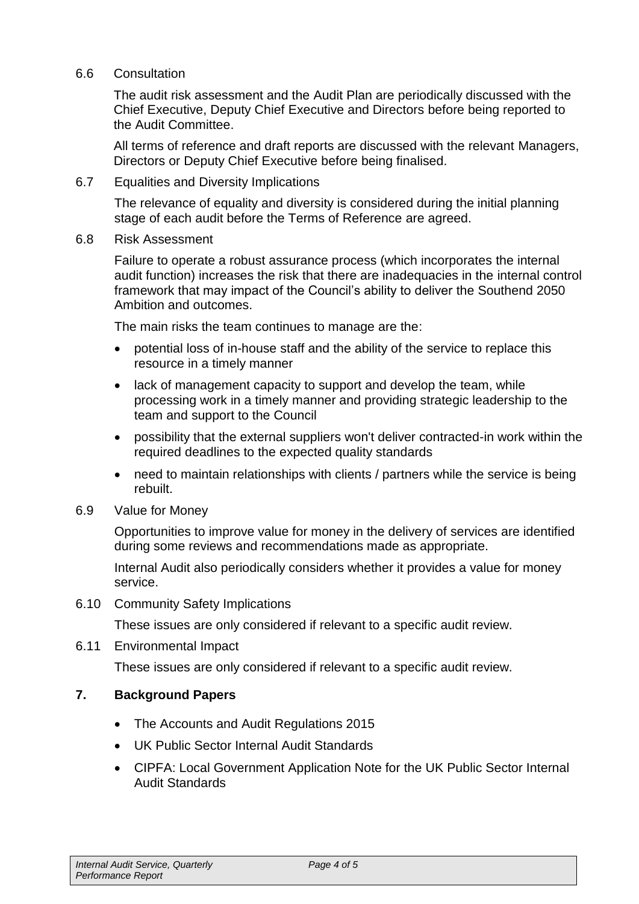6.6 Consultation

The audit risk assessment and the Audit Plan are periodically discussed with the Chief Executive, Deputy Chief Executive and Directors before being reported to the Audit Committee.

All terms of reference and draft reports are discussed with the relevant Managers, Directors or Deputy Chief Executive before being finalised.

6.7 Equalities and Diversity Implications

The relevance of equality and diversity is considered during the initial planning stage of each audit before the Terms of Reference are agreed.

6.8 Risk Assessment

Failure to operate a robust assurance process (which incorporates the internal audit function) increases the risk that there are inadequacies in the internal control framework that may impact of the Council's ability to deliver the Southend 2050 Ambition and outcomes.

The main risks the team continues to manage are the:

- potential loss of in-house staff and the ability of the service to replace this resource in a timely manner
- lack of management capacity to support and develop the team, while processing work in a timely manner and providing strategic leadership to the team and support to the Council
- possibility that the external suppliers won't deliver contracted-in work within the required deadlines to the expected quality standards
- need to maintain relationships with clients / partners while the service is being rebuilt.

6.9 Value for Money

Opportunities to improve value for money in the delivery of services are identified during some reviews and recommendations made as appropriate.

Internal Audit also periodically considers whether it provides a value for money service.

6.10 Community Safety Implications

These issues are only considered if relevant to a specific audit review.

6.11 Environmental Impact

These issues are only considered if relevant to a specific audit review.

## 7. Background Papers

- The Accounts and Audit Regulations 2015
- UK Public Sector Internal Audit Standards
- CIPFA: Local Government Application Note for the UK Public Sector Internal Audit Standards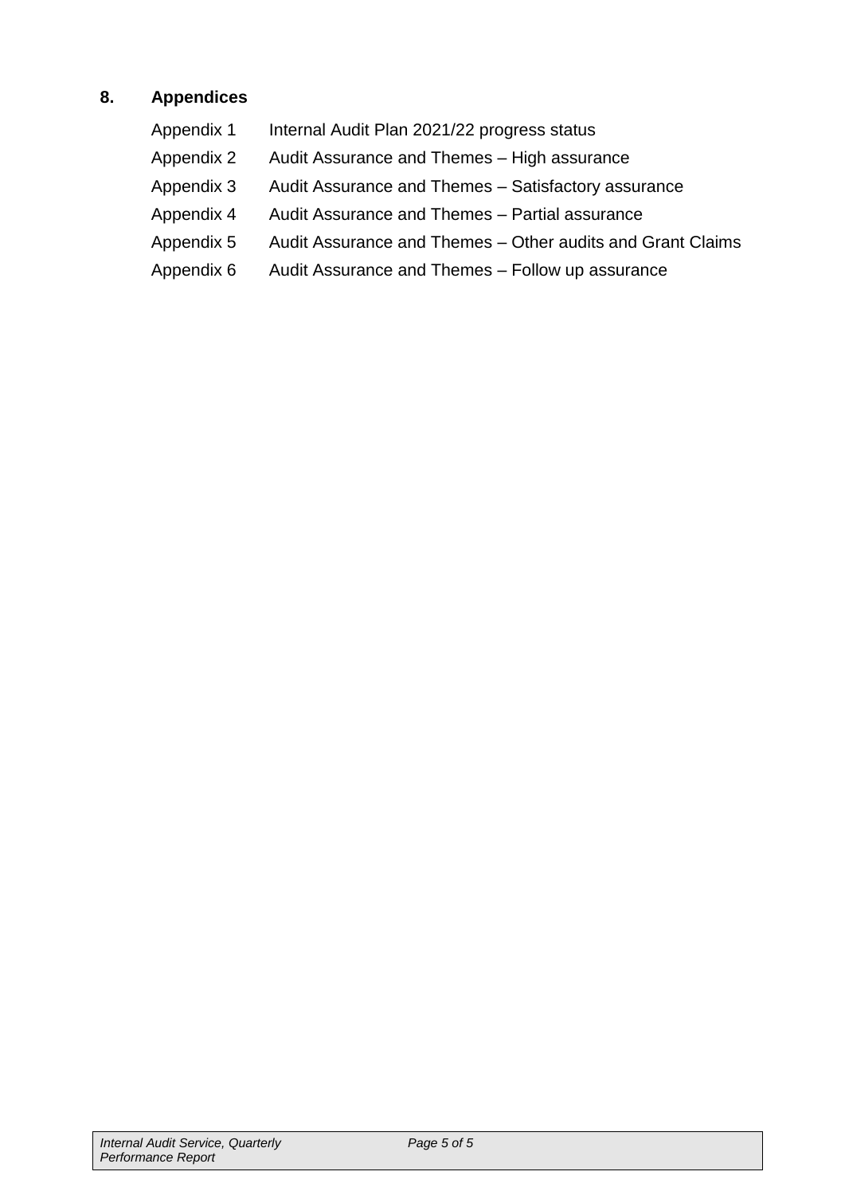## 8. Appendices

| | |
|---|---|
| Appendix 1 | Internal Audit Plan 2021/22 progress status |
| Appendix 2 | Audit Assurance and Themes – High assurance |
| Appendix 3 | Audit Assurance and Themes – Satisfactory assurance |
| Appendix 4 | Audit Assurance and Themes – Partial assurance |
| Appendix 5 | Audit Assurance and Themes – Other audits and Grant Claims |
| Appendix 6 | Audit Assurance and Themes – Follow up assurance |